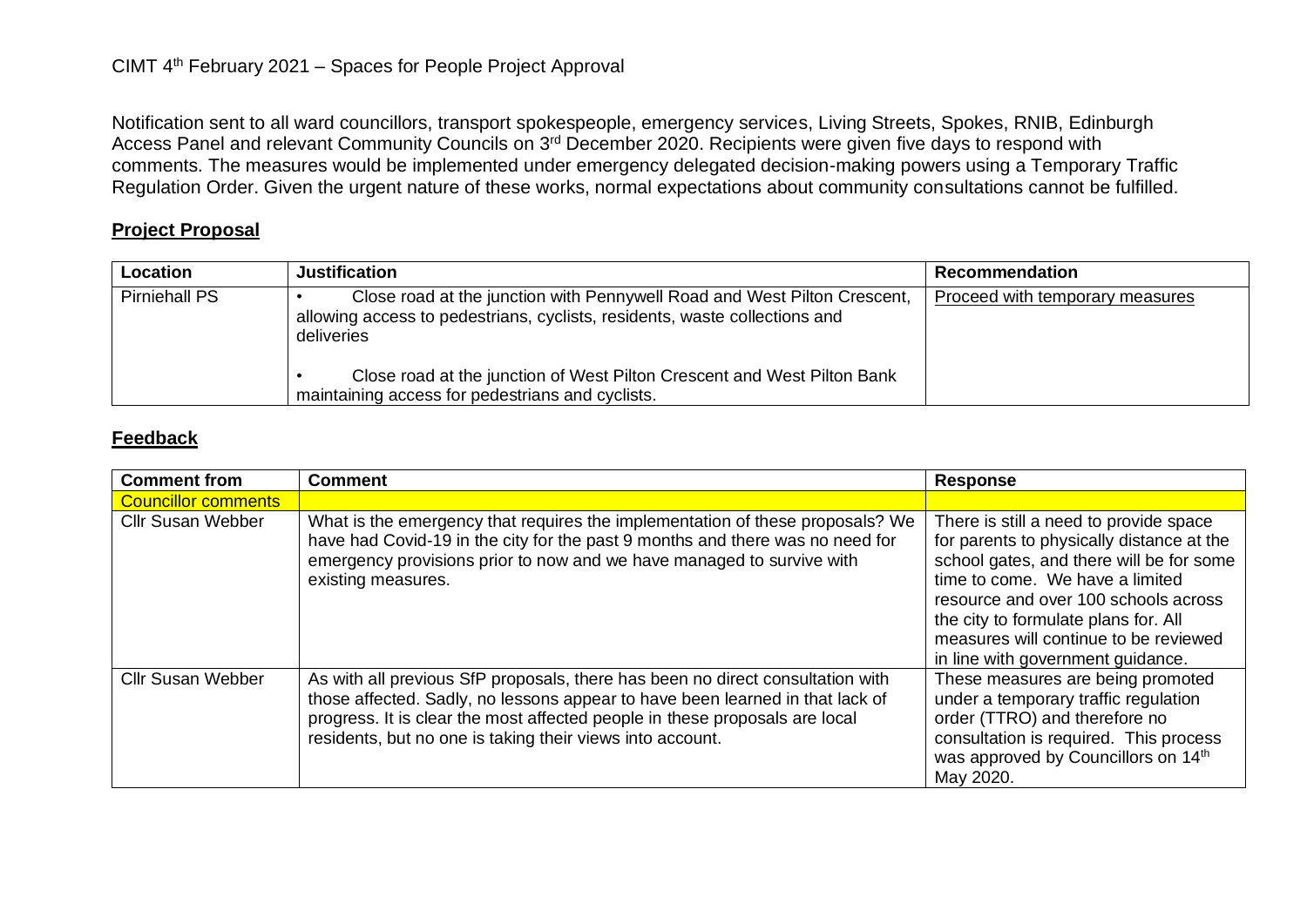CIMT 4th February 2021 – Spaces for People Project Approval

Notification sent to all ward councillors, transport spokespeople, emergency services, Living Streets, Spokes, RNIB, Edinburgh Access Panel and relevant Community Councils on 3rd December 2020. Recipients were given five days to respond with comments. The measures would be implemented under emergency delegated decision-making powers using a Temporary Traffic Regulation Order. Given the urgent nature of these works, normal expectations about community consultations cannot be fulfilled.

## Project Proposal

| Location | Justification | Recommendation |
|---|---|---|
| Pirniehall PS | • Close road at the junction with Pennywell Road and West Pilton Crescent, allowing access to pedestrians, cyclists, residents, waste collections and deliveries<br><br>• Close road at the junction of West Pilton Crescent and West Pilton Bank maintaining access for pedestrians and cyclists. | Proceed with temporary measures |

## Feedback

| Comment from | Comment | Response |
|---|---|---|
| Councillor comments | | |
| Cllr Susan Webber | What is the emergency that requires the implementation of these proposals? We have had Covid-19 in the city for the past 9 months and there was no need for emergency provisions prior to now and we have managed to survive with existing measures. | There is still a need to provide space for parents to physically distance at the school gates, and there will be for some time to come. We have a limited resource and over 100 schools across the city to formulate plans for. All measures will continue to be reviewed in line with government guidance. |
| Cllr Susan Webber | As with all previous SfP proposals, there has been no direct consultation with those affected. Sadly, no lessons appear to have been learned in that lack of progress. It is clear the most affected people in these proposals are local residents, but no one is taking their views into account. | These measures are being promoted under a temporary traffic regulation order (TTRO) and therefore no consultation is required. This process was approved by Councillors on 14th May 2020. |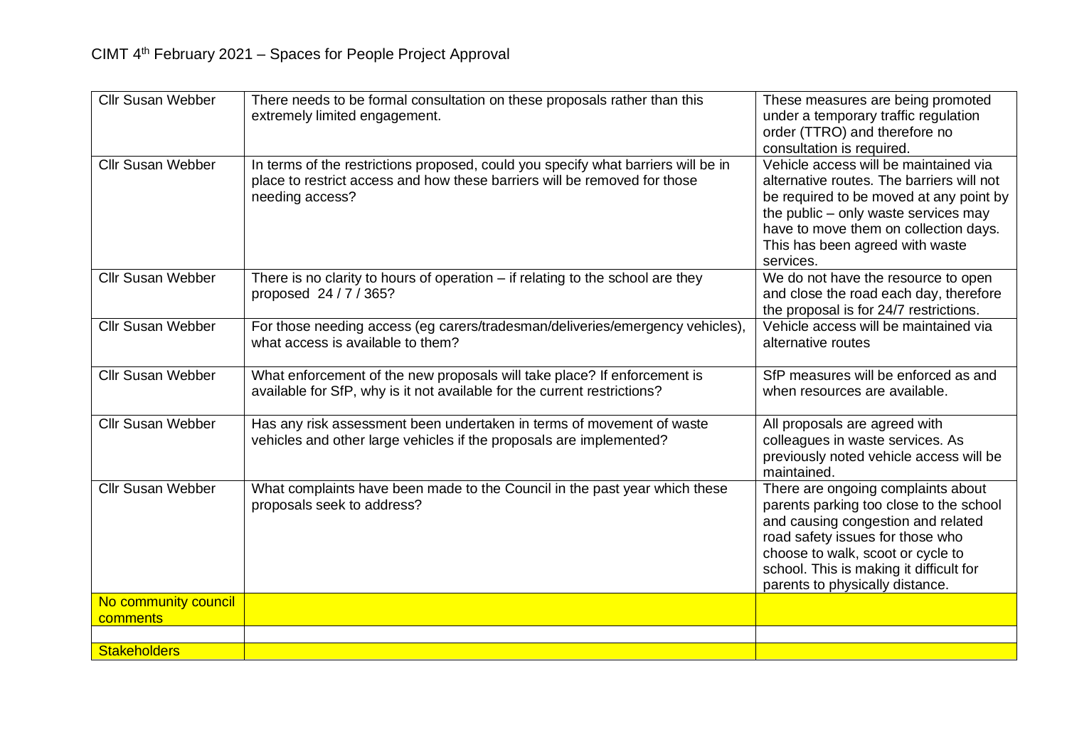| Cllr Susan Webber | There needs to be formal consultation on these proposals rather than this extremely limited engagement. | These measures are being promoted under a temporary traffic regulation order (TTRO) and therefore no consultation is required. |
|---|---|---|
| Cllr Susan Webber | In terms of the restrictions proposed, could you specify what barriers will be in place to restrict access and how these barriers will be removed for those needing access? | Vehicle access will be maintained via alternative routes. The barriers will not be required to be moved at any point by the public – only waste services may have to move them on collection days. This has been agreed with waste services. |
| Cllr Susan Webber | There is no clarity to hours of operation – if relating to the school are they proposed 24 / 7 / 365? | We do not have the resource to open and close the road each day, therefore the proposal is for 24/7 restrictions. |
| Cllr Susan Webber | For those needing access (eg carers/tradesman/deliveries/emergency vehicles), what access is available to them? | Vehicle access will be maintained via alternative routes |
| Cllr Susan Webber | What enforcement of the new proposals will take place? If enforcement is available for SfP, why is it not available for the current restrictions? | SfP measures will be enforced as and when resources are available. |
| Cllr Susan Webber | Has any risk assessment been undertaken in terms of movement of waste vehicles and other large vehicles if the proposals are implemented? | All proposals are agreed with colleagues in waste services. As previously noted vehicle access will be maintained. |
| Cllr Susan Webber | What complaints have been made to the Council in the past year which these proposals seek to address? | There are ongoing complaints about parents parking too close to the school and causing congestion and related road safety issues for those who choose to walk, scoot or cycle to school. This is making it difficult for parents to physically distance. |
| No community council comments | | |
| | | |
| Stakeholders | | |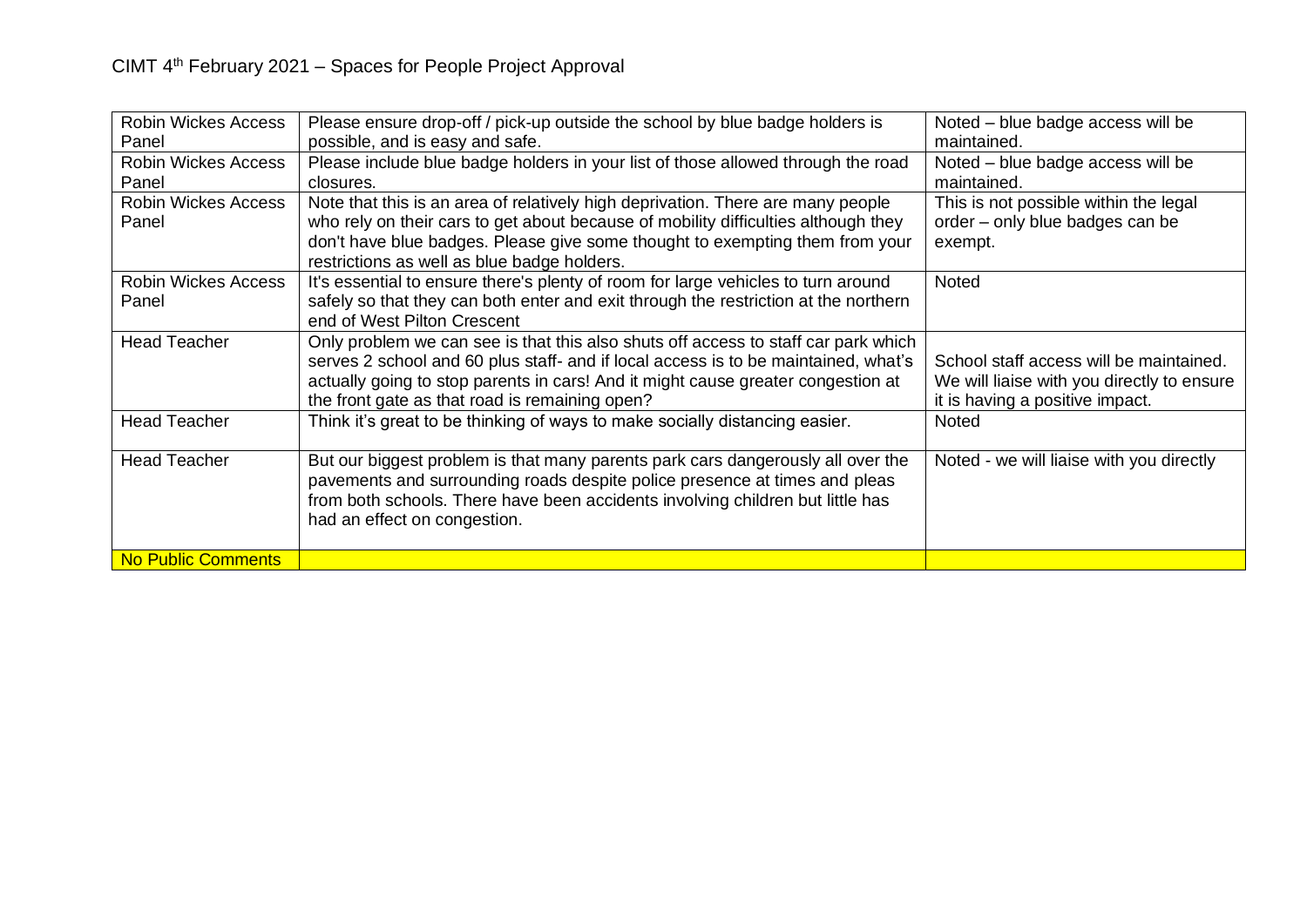CIMT 4th February 2021 – Spaces for People Project Approval

| | | |
|---|---|---|
| Robin Wickes Access Panel | Please ensure drop-off / pick-up outside the school by blue badge holders is possible, and is easy and safe. | Noted – blue badge access will be maintained. |
| Robin Wickes Access Panel | Please include blue badge holders in your list of those allowed through the road closures. | Noted – blue badge access will be maintained. |
| Robin Wickes Access Panel | Note that this is an area of relatively high deprivation. There are many people who rely on their cars to get about because of mobility difficulties although they don't have blue badges. Please give some thought to exempting them from your restrictions as well as blue badge holders. | This is not possible within the legal order – only blue badges can be exempt. |
| Robin Wickes Access Panel | It's essential to ensure there's plenty of room for large vehicles to turn around safely so that they can both enter and exit through the restriction at the northern end of West Pilton Crescent | Noted |
| Head Teacher | Only problem we can see is that this also shuts off access to staff car park which serves 2 school and 60 plus staff- and if local access is to be maintained, what's actually going to stop parents in cars! And it might cause greater congestion at the front gate as that road is remaining open? | School staff access will be maintained. We will liaise with you directly to ensure it is having a positive impact. |
| Head Teacher | Think it's great to be thinking of ways to make socially distancing easier. | Noted |
| Head Teacher | But our biggest problem is that many parents park cars dangerously all over the pavements and surrounding roads despite police presence at times and pleas from both schools. There have been accidents involving children but little has had an effect on congestion. | Noted - we will liaise with you directly |
| No Public Comments | | |